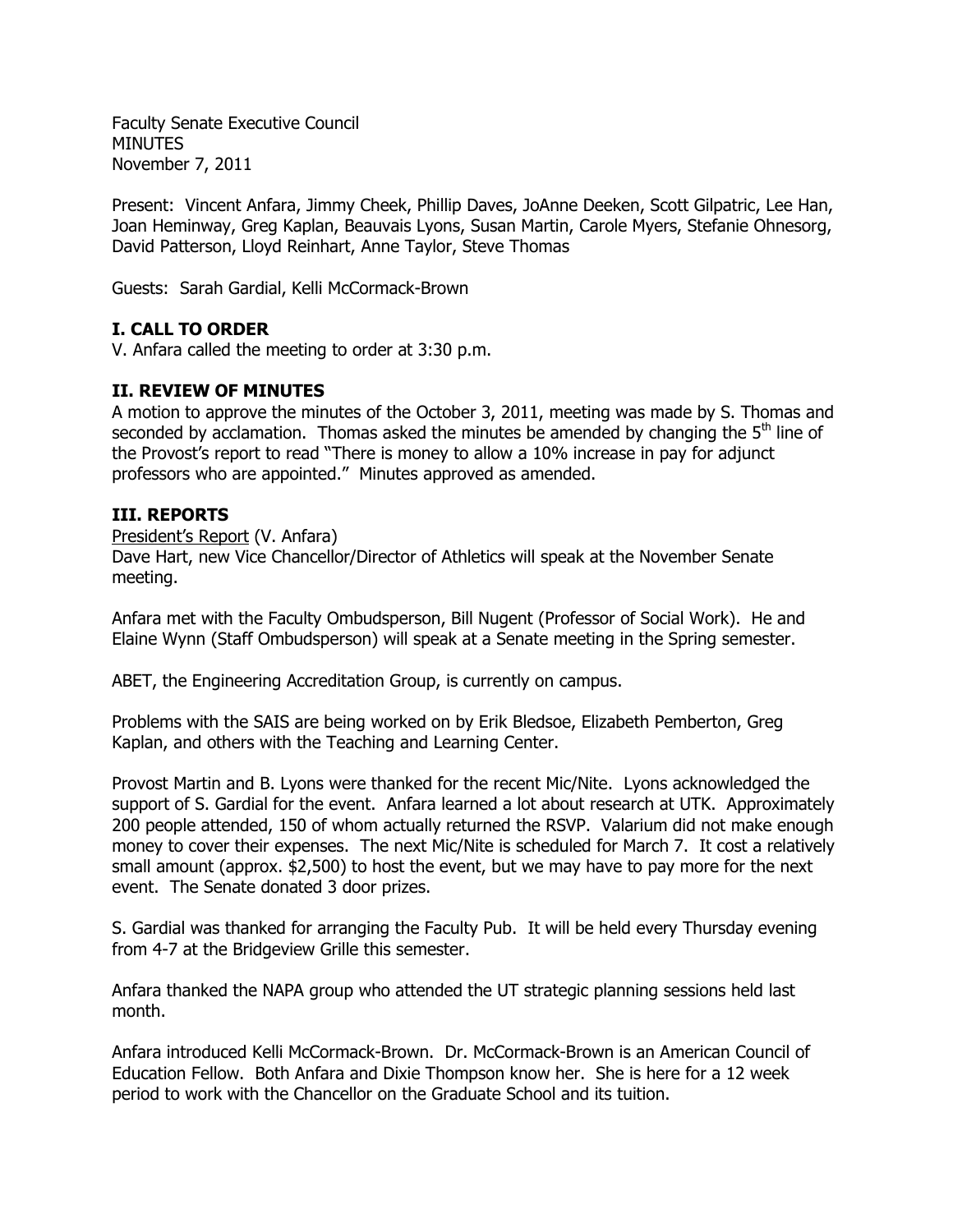Faculty Senate Executive Council
MINUTES
November 7, 2011

Present: Vincent Anfara, Jimmy Cheek, Phillip Daves, JoAnne Deeken, Scott Gilpatric, Lee Han, Joan Heminway, Greg Kaplan, Beauvais Lyons, Susan Martin, Carole Myers, Stefanie Ohnesorg, David Patterson, Lloyd Reinhart, Anne Taylor, Steve Thomas

Guests: Sarah Gardial, Kelli McCormack-Brown

## I. CALL TO ORDER

V. Anfara called the meeting to order at 3:30 p.m.

## II. REVIEW OF MINUTES

A motion to approve the minutes of the October 3, 2011, meeting was made by S. Thomas and seconded by acclamation. Thomas asked the minutes be amended by changing the 5th line of the Provost's report to read "There is money to allow a 10% increase in pay for adjunct professors who are appointed." Minutes approved as amended.

## III. REPORTS

President's Report (V. Anfara)

Dave Hart, new Vice Chancellor/Director of Athletics will speak at the November Senate meeting.

Anfara met with the Faculty Ombudsperson, Bill Nugent (Professor of Social Work). He and Elaine Wynn (Staff Ombudsperson) will speak at a Senate meeting in the Spring semester.

ABET, the Engineering Accreditation Group, is currently on campus.

Problems with the SAIS are being worked on by Erik Bledsoe, Elizabeth Pemberton, Greg Kaplan, and others with the Teaching and Learning Center.

Provost Martin and B. Lyons were thanked for the recent Mic/Nite. Lyons acknowledged the support of S. Gardial for the event. Anfara learned a lot about research at UTK. Approximately 200 people attended, 150 of whom actually returned the RSVP. Valarium did not make enough money to cover their expenses. The next Mic/Nite is scheduled for March 7. It cost a relatively small amount (approx. $2,500) to host the event, but we may have to pay more for the next event. The Senate donated 3 door prizes.

S. Gardial was thanked for arranging the Faculty Pub. It will be held every Thursday evening from 4-7 at the Bridgeview Grille this semester.

Anfara thanked the NAPA group who attended the UT strategic planning sessions held last month.

Anfara introduced Kelli McCormack-Brown. Dr. McCormack-Brown is an American Council of Education Fellow. Both Anfara and Dixie Thompson know her. She is here for a 12 week period to work with the Chancellor on the Graduate School and its tuition.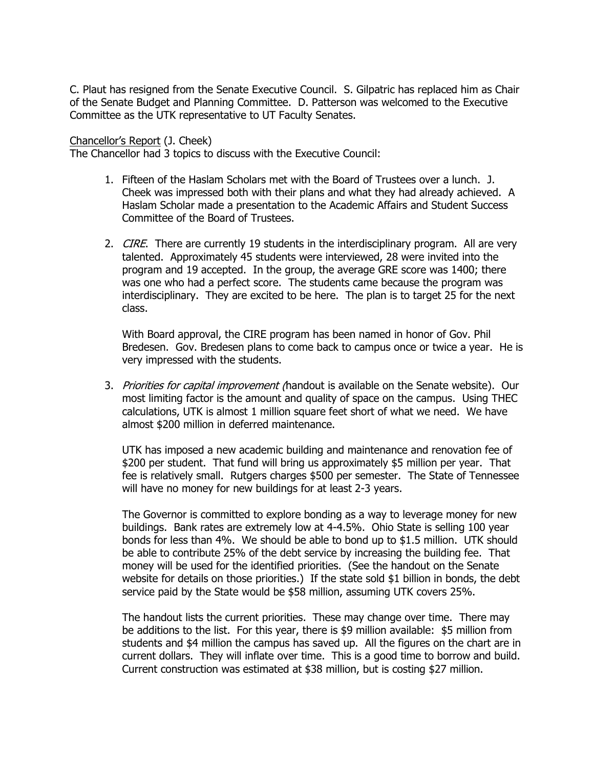C. Plaut has resigned from the Senate Executive Council. S. Gilpatric has replaced him as Chair of the Senate Budget and Planning Committee. D. Patterson was welcomed to the Executive Committee as the UTK representative to UT Faculty Senates.

<u>Chancellor's Report</u> (J. Cheek)
The Chancellor had 3 topics to discuss with the Executive Council:

1. Fifteen of the Haslam Scholars met with the Board of Trustees over a lunch. J. Cheek was impressed both with their plans and what they had already achieved. A Haslam Scholar made a presentation to the Academic Affairs and Student Success Committee of the Board of Trustees.

2. *CIRE*. There are currently 19 students in the interdisciplinary program. All are very talented. Approximately 45 students were interviewed, 28 were invited into the program and 19 accepted. In the group, the average GRE score was 1400; there was one who had a perfect score. The students came because the program was interdisciplinary. They are excited to be here. The plan is to target 25 for the next class.

   With Board approval, the CIRE program has been named in honor of Gov. Phil Bredesen. Gov. Bredesen plans to come back to campus once or twice a year. He is very impressed with the students.

3. *Priorities for capital improvement (*handout is available on the Senate website). Our most limiting factor is the amount and quality of space on the campus. Using THEC calculations, UTK is almost 1 million square feet short of what we need. We have almost $200 million in deferred maintenance.

   UTK has imposed a new academic building and maintenance and renovation fee of $200 per student. That fund will bring us approximately $5 million per year. That fee is relatively small. Rutgers charges $500 per semester. The State of Tennessee will have no money for new buildings for at least 2-3 years.

   The Governor is committed to explore bonding as a way to leverage money for new buildings. Bank rates are extremely low at 4-4.5%. Ohio State is selling 100 year bonds for less than 4%. We should be able to bond up to $1.5 million. UTK should be able to contribute 25% of the debt service by increasing the building fee. That money will be used for the identified priorities. (See the handout on the Senate website for details on those priorities.) If the state sold $1 billion in bonds, the debt service paid by the State would be $58 million, assuming UTK covers 25%.

   The handout lists the current priorities. These may change over time. There may be additions to the list. For this year, there is $9 million available: $5 million from students and $4 million the campus has saved up. All the figures on the chart are in current dollars. They will inflate over time. This is a good time to borrow and build. Current construction was estimated at $38 million, but is costing $27 million.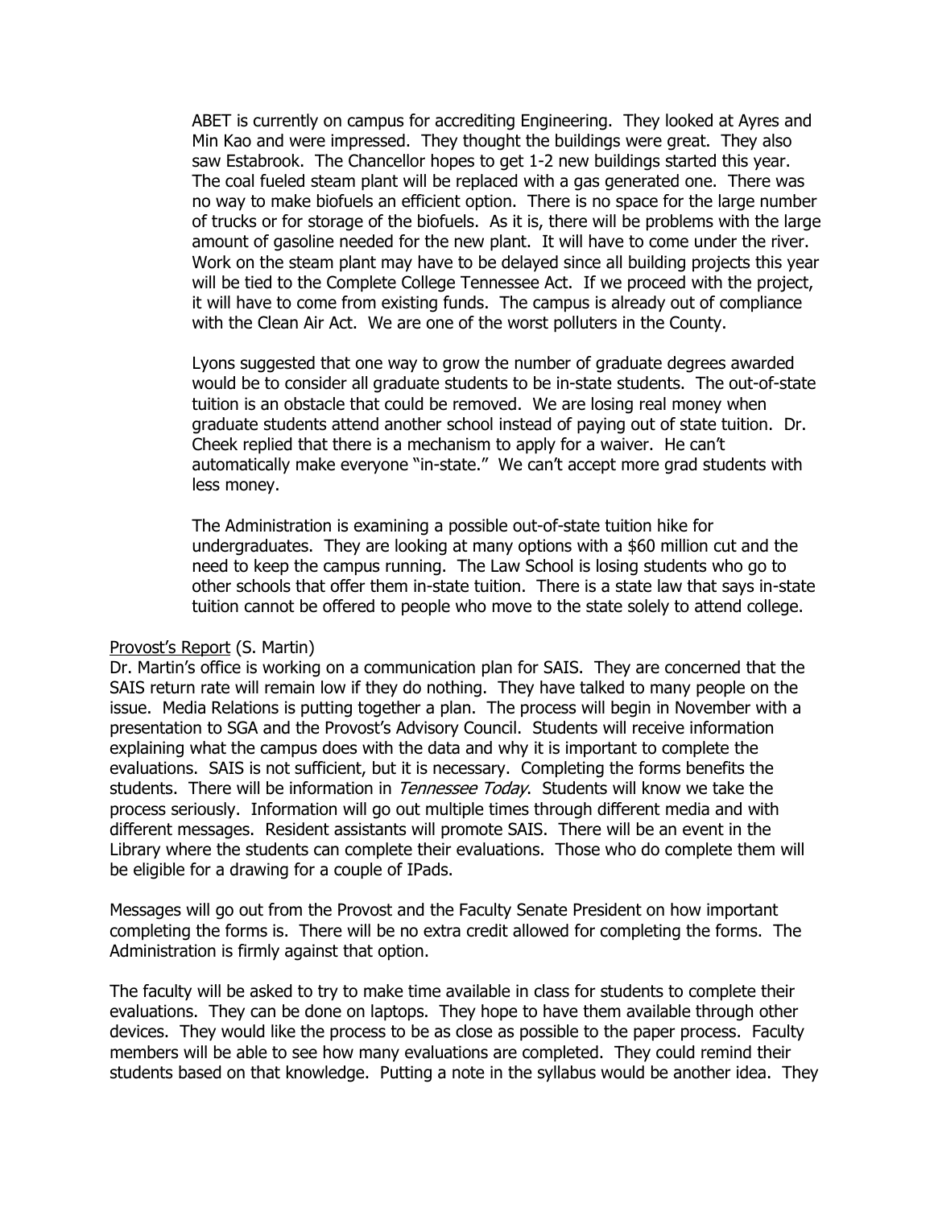ABET is currently on campus for accrediting Engineering. They looked at Ayres and Min Kao and were impressed. They thought the buildings were great. They also saw Estabrook. The Chancellor hopes to get 1-2 new buildings started this year. The coal fueled steam plant will be replaced with a gas generated one. There was no way to make biofuels an efficient option. There is no space for the large number of trucks or for storage of the biofuels. As it is, there will be problems with the large amount of gasoline needed for the new plant. It will have to come under the river. Work on the steam plant may have to be delayed since all building projects this year will be tied to the Complete College Tennessee Act. If we proceed with the project, it will have to come from existing funds. The campus is already out of compliance with the Clean Air Act. We are one of the worst polluters in the County.

Lyons suggested that one way to grow the number of graduate degrees awarded would be to consider all graduate students to be in-state students. The out-of-state tuition is an obstacle that could be removed. We are losing real money when graduate students attend another school instead of paying out of state tuition. Dr. Cheek replied that there is a mechanism to apply for a waiver. He can't automatically make everyone "in-state." We can't accept more grad students with less money.

The Administration is examining a possible out-of-state tuition hike for undergraduates. They are looking at many options with a $60 million cut and the need to keep the campus running. The Law School is losing students who go to other schools that offer them in-state tuition. There is a state law that says in-state tuition cannot be offered to people who move to the state solely to attend college.

Provost's Report (S. Martin)

Dr. Martin's office is working on a communication plan for SAIS. They are concerned that the SAIS return rate will remain low if they do nothing. They have talked to many people on the issue. Media Relations is putting together a plan. The process will begin in November with a presentation to SGA and the Provost's Advisory Council. Students will receive information explaining what the campus does with the data and why it is important to complete the evaluations. SAIS is not sufficient, but it is necessary. Completing the forms benefits the students. There will be information in *Tennessee Today*. Students will know we take the process seriously. Information will go out multiple times through different media and with different messages. Resident assistants will promote SAIS. There will be an event in the Library where the students can complete their evaluations. Those who do complete them will be eligible for a drawing for a couple of IPads.

Messages will go out from the Provost and the Faculty Senate President on how important completing the forms is. There will be no extra credit allowed for completing the forms. The Administration is firmly against that option.

The faculty will be asked to try to make time available in class for students to complete their evaluations. They can be done on laptops. They hope to have them available through other devices. They would like the process to be as close as possible to the paper process. Faculty members will be able to see how many evaluations are completed. They could remind their students based on that knowledge. Putting a note in the syllabus would be another idea. They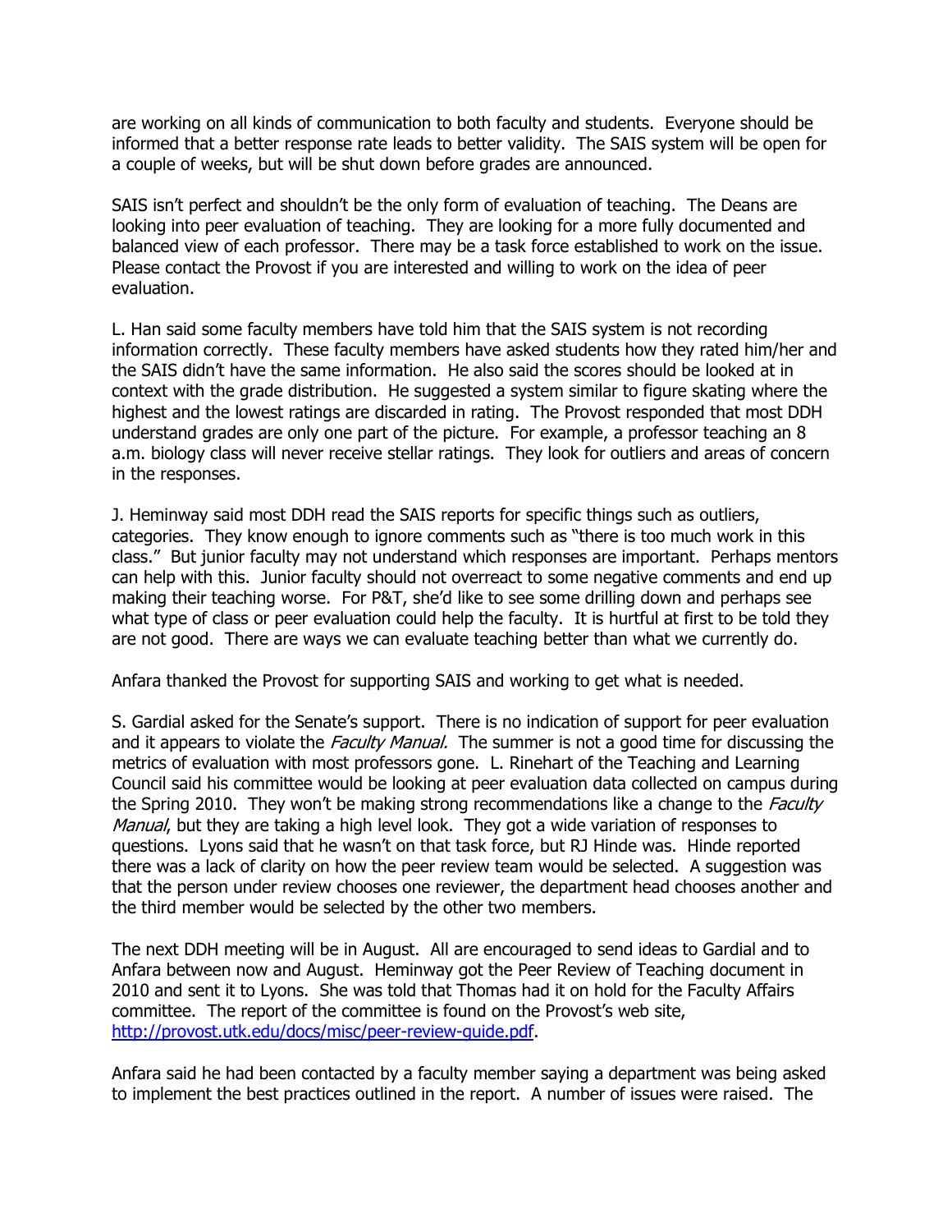are working on all kinds of communication to both faculty and students. Everyone should be informed that a better response rate leads to better validity. The SAIS system will be open for a couple of weeks, but will be shut down before grades are announced.

SAIS isn't perfect and shouldn't be the only form of evaluation of teaching. The Deans are looking into peer evaluation of teaching. They are looking for a more fully documented and balanced view of each professor. There may be a task force established to work on the issue. Please contact the Provost if you are interested and willing to work on the idea of peer evaluation.

L. Han said some faculty members have told him that the SAIS system is not recording information correctly. These faculty members have asked students how they rated him/her and the SAIS didn't have the same information. He also said the scores should be looked at in context with the grade distribution. He suggested a system similar to figure skating where the highest and the lowest ratings are discarded in rating. The Provost responded that most DDH understand grades are only one part of the picture. For example, a professor teaching an 8 a.m. biology class will never receive stellar ratings. They look for outliers and areas of concern in the responses.

J. Heminway said most DDH read the SAIS reports for specific things such as outliers, categories. They know enough to ignore comments such as "there is too much work in this class." But junior faculty may not understand which responses are important. Perhaps mentors can help with this. Junior faculty should not overreact to some negative comments and end up making their teaching worse. For P&T, she'd like to see some drilling down and perhaps see what type of class or peer evaluation could help the faculty. It is hurtful at first to be told they are not good. There are ways we can evaluate teaching better than what we currently do.

Anfara thanked the Provost for supporting SAIS and working to get what is needed.

S. Gardial asked for the Senate's support. There is no indication of support for peer evaluation and it appears to violate the *Faculty Manual.* The summer is not a good time for discussing the metrics of evaluation with most professors gone. L. Rinehart of the Teaching and Learning Council said his committee would be looking at peer evaluation data collected on campus during the Spring 2010. They won't be making strong recommendations like a change to the *Faculty Manual*, but they are taking a high level look. They got a wide variation of responses to questions. Lyons said that he wasn't on that task force, but RJ Hinde was. Hinde reported there was a lack of clarity on how the peer review team would be selected. A suggestion was that the person under review chooses one reviewer, the department head chooses another and the third member would be selected by the other two members.

The next DDH meeting will be in August. All are encouraged to send ideas to Gardial and to Anfara between now and August. Heminway got the Peer Review of Teaching document in 2010 and sent it to Lyons. She was told that Thomas had it on hold for the Faculty Affairs committee. The report of the committee is found on the Provost's web site, [http://provost.utk.edu/docs/misc/peer-review-guide.pdf](http://provost.utk.edu/docs/misc/peer-review-guide.pdf).

Anfara said he had been contacted by a faculty member saying a department was being asked to implement the best practices outlined in the report. A number of issues were raised. The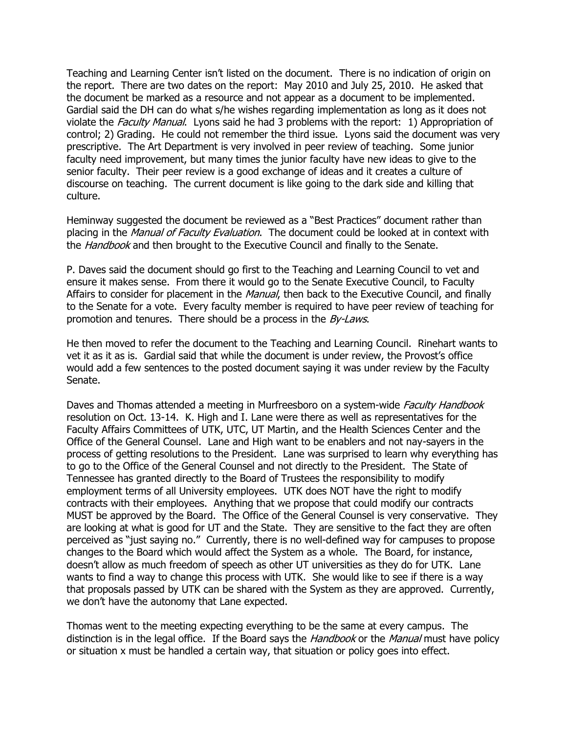Teaching and Learning Center isn't listed on the document. There is no indication of origin on the report. There are two dates on the report: May 2010 and July 25, 2010. He asked that the document be marked as a resource and not appear as a document to be implemented. Gardial said the DH can do what s/he wishes regarding implementation as long as it does not violate the *Faculty Manual*. Lyons said he had 3 problems with the report: 1) Appropriation of control; 2) Grading. He could not remember the third issue. Lyons said the document was very prescriptive. The Art Department is very involved in peer review of teaching. Some junior faculty need improvement, but many times the junior faculty have new ideas to give to the senior faculty. Their peer review is a good exchange of ideas and it creates a culture of discourse on teaching. The current document is like going to the dark side and killing that culture.

Heminway suggested the document be reviewed as a "Best Practices" document rather than placing in the *Manual of Faculty Evaluation*. The document could be looked at in context with the *Handbook* and then brought to the Executive Council and finally to the Senate.

P. Daves said the document should go first to the Teaching and Learning Council to vet and ensure it makes sense. From there it would go to the Senate Executive Council, to Faculty Affairs to consider for placement in the *Manual*, then back to the Executive Council, and finally to the Senate for a vote. Every faculty member is required to have peer review of teaching for promotion and tenures. There should be a process in the *By-Laws*.

He then moved to refer the document to the Teaching and Learning Council. Rinehart wants to vet it as it as is. Gardial said that while the document is under review, the Provost's office would add a few sentences to the posted document saying it was under review by the Faculty Senate.

Daves and Thomas attended a meeting in Murfreesboro on a system-wide *Faculty Handbook* resolution on Oct. 13-14. K. High and I. Lane were there as well as representatives for the Faculty Affairs Committees of UTK, UTC, UT Martin, and the Health Sciences Center and the Office of the General Counsel. Lane and High want to be enablers and not nay-sayers in the process of getting resolutions to the President. Lane was surprised to learn why everything has to go to the Office of the General Counsel and not directly to the President. The State of Tennessee has granted directly to the Board of Trustees the responsibility to modify employment terms of all University employees. UTK does NOT have the right to modify contracts with their employees. Anything that we propose that could modify our contracts MUST be approved by the Board. The Office of the General Counsel is very conservative. They are looking at what is good for UT and the State. They are sensitive to the fact they are often perceived as "just saying no." Currently, there is no well-defined way for campuses to propose changes to the Board which would affect the System as a whole. The Board, for instance, doesn't allow as much freedom of speech as other UT universities as they do for UTK. Lane wants to find a way to change this process with UTK. She would like to see if there is a way that proposals passed by UTK can be shared with the System as they are approved. Currently, we don't have the autonomy that Lane expected.

Thomas went to the meeting expecting everything to be the same at every campus. The distinction is in the legal office. If the Board says the *Handbook* or the *Manual* must have policy or situation x must be handled a certain way, that situation or policy goes into effect.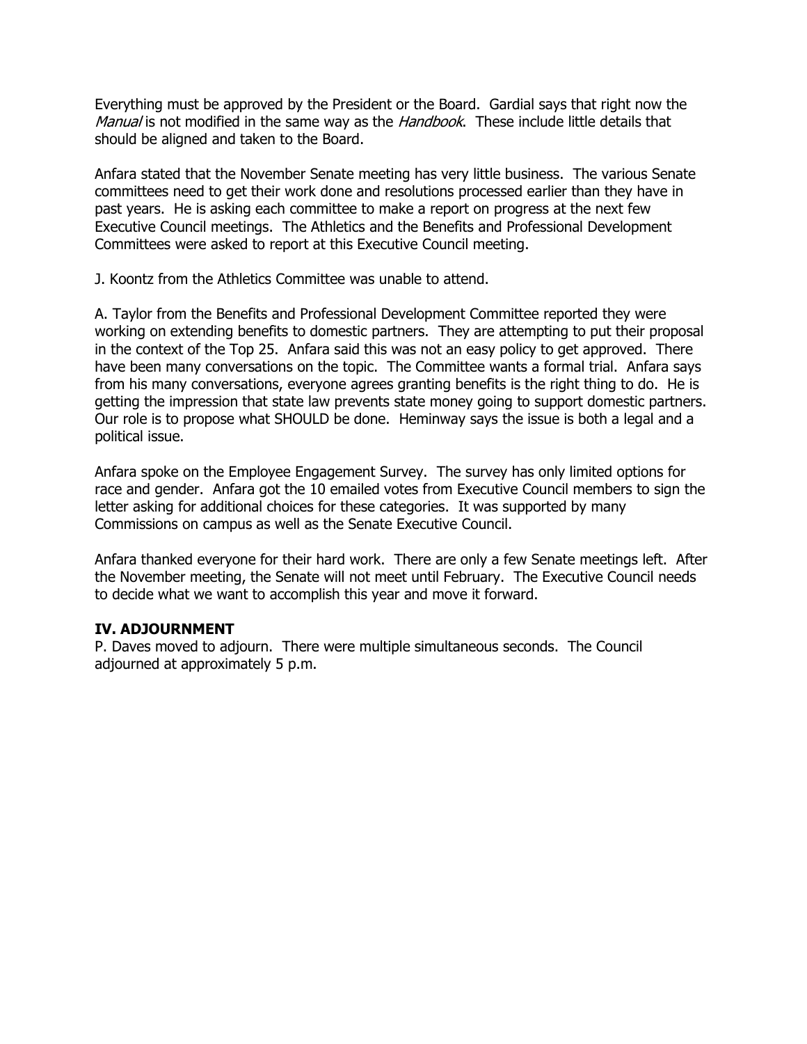Everything must be approved by the President or the Board. Gardial says that right now the *Manual* is not modified in the same way as the *Handbook*. These include little details that should be aligned and taken to the Board.

Anfara stated that the November Senate meeting has very little business. The various Senate committees need to get their work done and resolutions processed earlier than they have in past years. He is asking each committee to make a report on progress at the next few Executive Council meetings. The Athletics and the Benefits and Professional Development Committees were asked to report at this Executive Council meeting.

J. Koontz from the Athletics Committee was unable to attend.

A. Taylor from the Benefits and Professional Development Committee reported they were working on extending benefits to domestic partners. They are attempting to put their proposal in the context of the Top 25. Anfara said this was not an easy policy to get approved. There have been many conversations on the topic. The Committee wants a formal trial. Anfara says from his many conversations, everyone agrees granting benefits is the right thing to do. He is getting the impression that state law prevents state money going to support domestic partners. Our role is to propose what SHOULD be done. Heminway says the issue is both a legal and a political issue.

Anfara spoke on the Employee Engagement Survey. The survey has only limited options for race and gender. Anfara got the 10 emailed votes from Executive Council members to sign the letter asking for additional choices for these categories. It was supported by many Commissions on campus as well as the Senate Executive Council.

Anfara thanked everyone for their hard work. There are only a few Senate meetings left. After the November meeting, the Senate will not meet until February. The Executive Council needs to decide what we want to accomplish this year and move it forward.

### IV. ADJOURNMENT

P. Daves moved to adjourn. There were multiple simultaneous seconds. The Council adjourned at approximately 5 p.m.